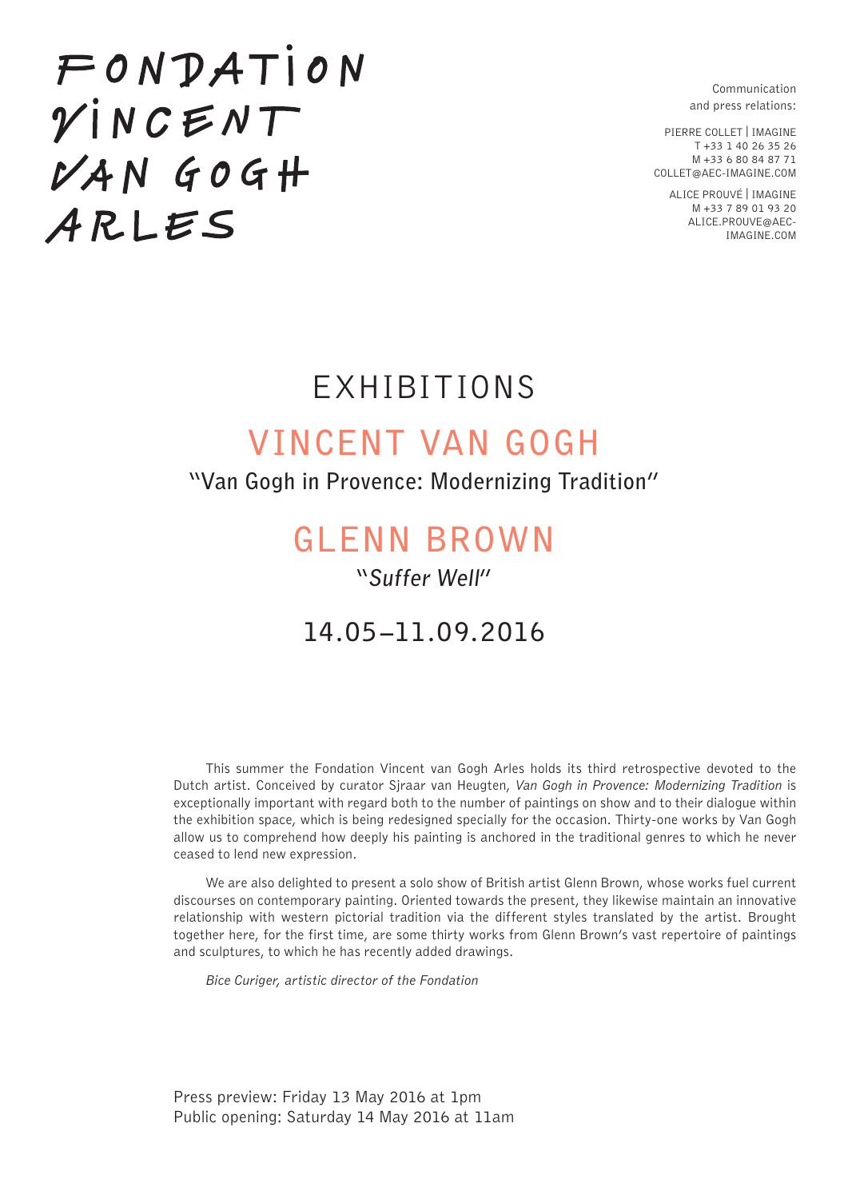# FONDATION VINCENT VAN GOGH ARLES

Communication
and press relations:

PIERRE COLLET | IMAGINE
T +33 1 40 26 35 26
M +33 6 80 84 87 71
COLLET@AEC-IMAGINE.COM

ALICE PROUVÉ | IMAGINE
M +33 7 89 01 93 20
ALICE.PROUVE@AEC-IMAGINE.COM

# EXHIBITIONS

## VINCENT VAN GOGH

**"Van Gogh in Provence: Modernizing Tradition"**

## GLENN BROWN

***"Suffer Well"***

## 14.05–11.09.2016

This summer the Fondation Vincent van Gogh Arles holds its third retrospective devoted to the Dutch artist. Conceived by curator Sjraar van Heugten, *Van Gogh in Provence: Modernizing Tradition* is exceptionally important with regard both to the number of paintings on show and to their dialogue within the exhibition space, which is being redesigned specially for the occasion. Thirty-one works by Van Gogh allow us to comprehend how deeply his painting is anchored in the traditional genres to which he never ceased to lend new expression.

We are also delighted to present a solo show of British artist Glenn Brown, whose works fuel current discourses on contemporary painting. Oriented towards the present, they likewise maintain an innovative relationship with western pictorial tradition via the different styles translated by the artist. Brought together here, for the first time, are some thirty works from Glenn Brown's vast repertoire of paintings and sculptures, to which he has recently added drawings.

*Bice Curiger, artistic director of the Fondation*

Press preview: Friday 13 May 2016 at 1pm
Public opening: Saturday 14 May 2016 at 11am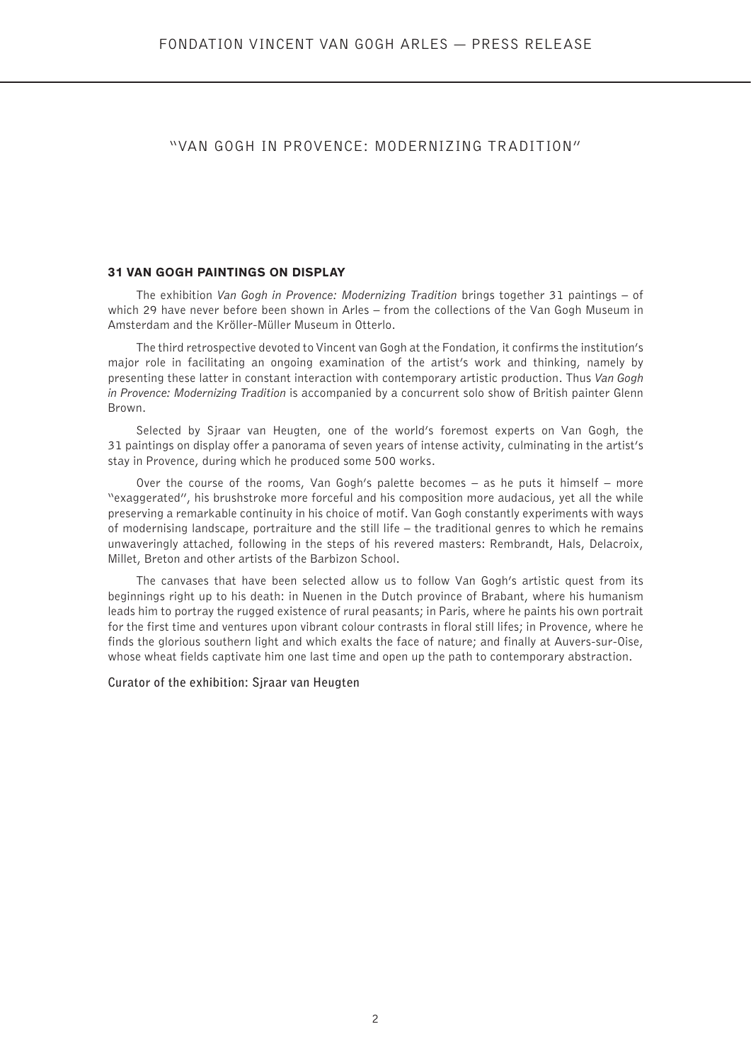# "VAN GOGH IN PROVENCE: MODERNIZING TRADITION"

## 31 VAN GOGH PAINTINGS ON DISPLAY

The exhibition *Van Gogh in Provence: Modernizing Tradition* brings together 31 paintings – of which 29 have never before been shown in Arles – from the collections of the Van Gogh Museum in Amsterdam and the Kröller-Müller Museum in Otterlo.

The third retrospective devoted to Vincent van Gogh at the Fondation, it confirms the institution's major role in facilitating an ongoing examination of the artist's work and thinking, namely by presenting these latter in constant interaction with contemporary artistic production. Thus *Van Gogh in Provence: Modernizing Tradition* is accompanied by a concurrent solo show of British painter Glenn Brown.

Selected by Sjraar van Heugten, one of the world's foremost experts on Van Gogh, the 31 paintings on display offer a panorama of seven years of intense activity, culminating in the artist's stay in Provence, during which he produced some 500 works.

Over the course of the rooms, Van Gogh's palette becomes – as he puts it himself – more "exaggerated", his brushstroke more forceful and his composition more audacious, yet all the while preserving a remarkable continuity in his choice of motif. Van Gogh constantly experiments with ways of modernising landscape, portraiture and the still life – the traditional genres to which he remains unwaveringly attached, following in the steps of his revered masters: Rembrandt, Hals, Delacroix, Millet, Breton and other artists of the Barbizon School.

The canvases that have been selected allow us to follow Van Gogh's artistic quest from its beginnings right up to his death: in Nuenen in the Dutch province of Brabant, where his humanism leads him to portray the rugged existence of rural peasants; in Paris, where he paints his own portrait for the first time and ventures upon vibrant colour contrasts in floral still lifes; in Provence, where he finds the glorious southern light and which exalts the face of nature; and finally at Auvers-sur-Oise, whose wheat fields captivate him one last time and open up the path to contemporary abstraction.

**Curator of the exhibition: Sjraar van Heugten**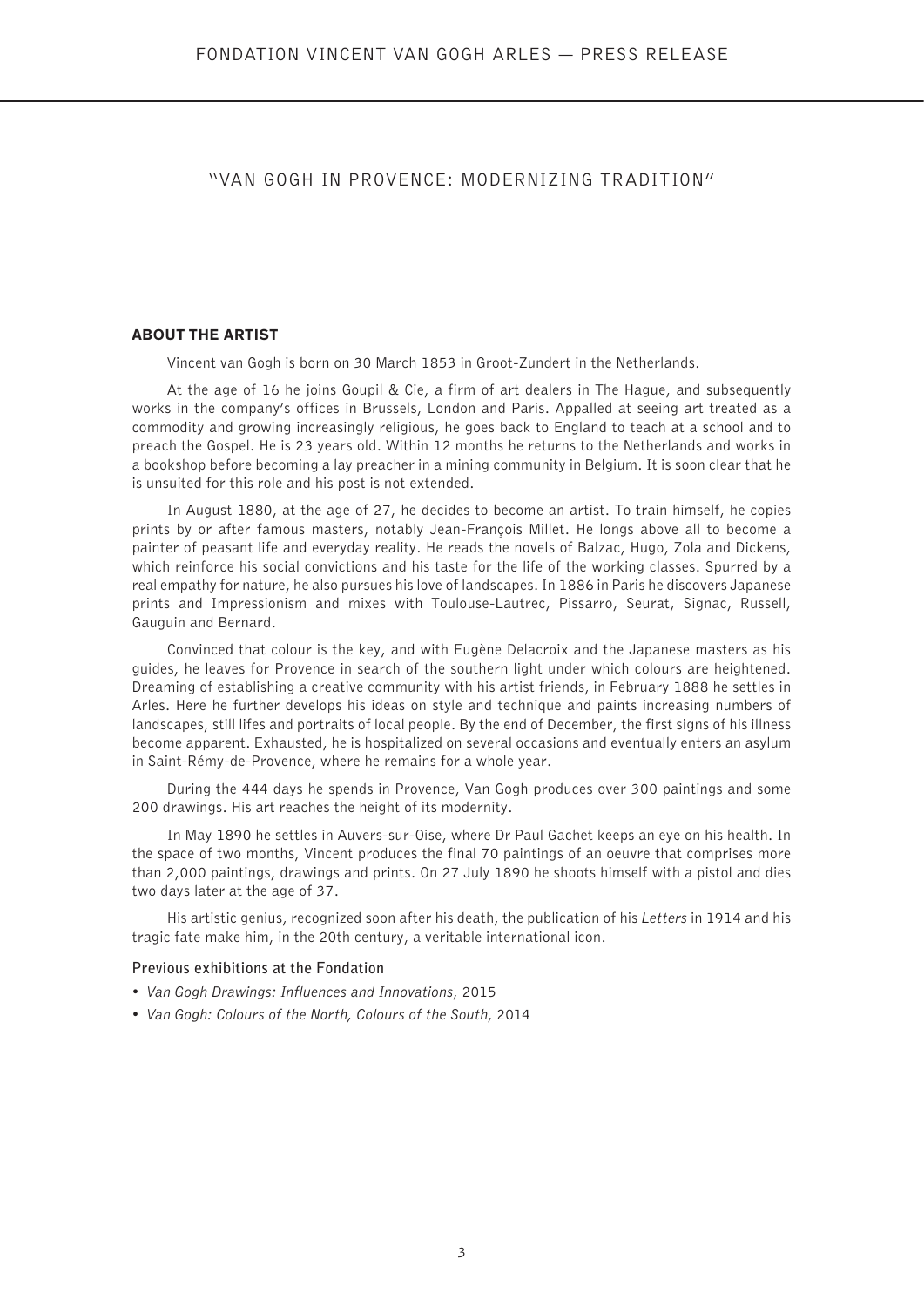"VAN GOGH IN PROVENCE: MODERNIZING TRADITION"

## ABOUT THE ARTIST

Vincent van Gogh is born on 30 March 1853 in Groot-Zundert in the Netherlands.

At the age of 16 he joins Goupil & Cie, a firm of art dealers in The Hague, and subsequently works in the company's offices in Brussels, London and Paris. Appalled at seeing art treated as a commodity and growing increasingly religious, he goes back to England to teach at a school and to preach the Gospel. He is 23 years old. Within 12 months he returns to the Netherlands and works in a bookshop before becoming a lay preacher in a mining community in Belgium. It is soon clear that he is unsuited for this role and his post is not extended.

In August 1880, at the age of 27, he decides to become an artist. To train himself, he copies prints by or after famous masters, notably Jean-François Millet. He longs above all to become a painter of peasant life and everyday reality. He reads the novels of Balzac, Hugo, Zola and Dickens, which reinforce his social convictions and his taste for the life of the working classes. Spurred by a real empathy for nature, he also pursues his love of landscapes. In 1886 in Paris he discovers Japanese prints and Impressionism and mixes with Toulouse-Lautrec, Pissarro, Seurat, Signac, Russell, Gauguin and Bernard.

Convinced that colour is the key, and with Eugène Delacroix and the Japanese masters as his guides, he leaves for Provence in search of the southern light under which colours are heightened. Dreaming of establishing a creative community with his artist friends, in February 1888 he settles in Arles. Here he further develops his ideas on style and technique and paints increasing numbers of landscapes, still lifes and portraits of local people. By the end of December, the first signs of his illness become apparent. Exhausted, he is hospitalized on several occasions and eventually enters an asylum in Saint-Rémy-de-Provence, where he remains for a whole year.

During the 444 days he spends in Provence, Van Gogh produces over 300 paintings and some 200 drawings. His art reaches the height of its modernity.

In May 1890 he settles in Auvers-sur-Oise, where Dr Paul Gachet keeps an eye on his health. In the space of two months, Vincent produces the final 70 paintings of an oeuvre that comprises more than 2,000 paintings, drawings and prints. On 27 July 1890 he shoots himself with a pistol and dies two days later at the age of 37.

His artistic genius, recognized soon after his death, the publication of his *Letters* in 1914 and his tragic fate make him, in the 20th century, a veritable international icon.

### Previous exhibitions at the Fondation

- *Van Gogh Drawings: Influences and Innovations*, 2015
- *Van Gogh: Colours of the North, Colours of the South*, 2014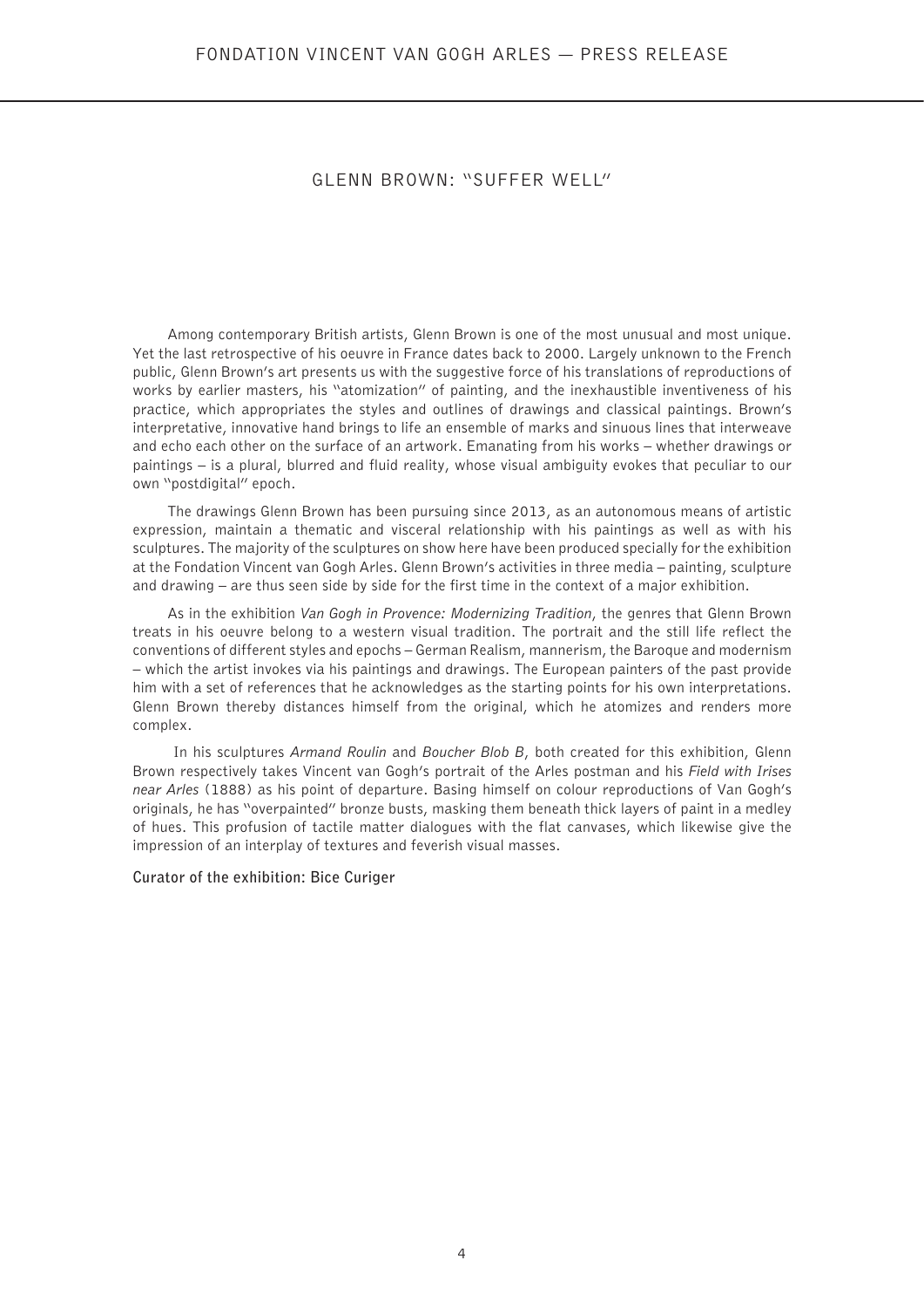## GLENN BROWN: "SUFFER WELL"

Among contemporary British artists, Glenn Brown is one of the most unusual and most unique. Yet the last retrospective of his oeuvre in France dates back to 2000. Largely unknown to the French public, Glenn Brown's art presents us with the suggestive force of his translations of reproductions of works by earlier masters, his "atomization" of painting, and the inexhaustible inventiveness of his practice, which appropriates the styles and outlines of drawings and classical paintings. Brown's interpretative, innovative hand brings to life an ensemble of marks and sinuous lines that interweave and echo each other on the surface of an artwork. Emanating from his works – whether drawings or paintings – is a plural, blurred and fluid reality, whose visual ambiguity evokes that peculiar to our own "postdigital" epoch.

The drawings Glenn Brown has been pursuing since 2013, as an autonomous means of artistic expression, maintain a thematic and visceral relationship with his paintings as well as with his sculptures. The majority of the sculptures on show here have been produced specially for the exhibition at the Fondation Vincent van Gogh Arles. Glenn Brown's activities in three media – painting, sculpture and drawing – are thus seen side by side for the first time in the context of a major exhibition.

As in the exhibition *Van Gogh in Provence: Modernizing Tradition*, the genres that Glenn Brown treats in his oeuvre belong to a western visual tradition. The portrait and the still life reflect the conventions of different styles and epochs – German Realism, mannerism, the Baroque and modernism – which the artist invokes via his paintings and drawings. The European painters of the past provide him with a set of references that he acknowledges as the starting points for his own interpretations. Glenn Brown thereby distances himself from the original, which he atomizes and renders more complex.

In his sculptures *Armand Roulin* and *Boucher Blob B*, both created for this exhibition, Glenn Brown respectively takes Vincent van Gogh's portrait of the Arles postman and his *Field with Irises near Arles* (1888) as his point of departure. Basing himself on colour reproductions of Van Gogh's originals, he has "overpainted" bronze busts, masking them beneath thick layers of paint in a medley of hues. This profusion of tactile matter dialogues with the flat canvases, which likewise give the impression of an interplay of textures and feverish visual masses.

**Curator of the exhibition: Bice Curiger**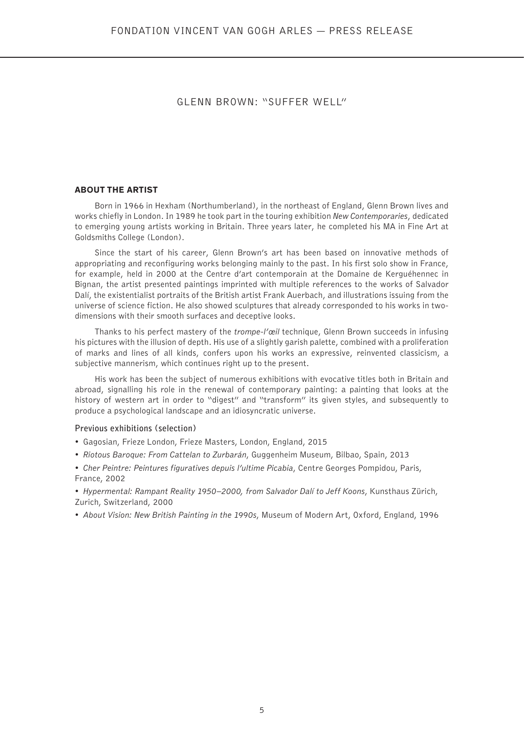# GLENN BROWN: "SUFFER WELL"

## ABOUT THE ARTIST

Born in 1966 in Hexham (Northumberland), in the northeast of England, Glenn Brown lives and works chiefly in London. In 1989 he took part in the touring exhibition *New Contemporaries*, dedicated to emerging young artists working in Britain. Three years later, he completed his MA in Fine Art at Goldsmiths College (London).

Since the start of his career, Glenn Brown's art has been based on innovative methods of appropriating and reconfiguring works belonging mainly to the past. In his first solo show in France, for example, held in 2000 at the Centre d'art contemporain at the Domaine de Kerguéhennec in Bignan, the artist presented paintings imprinted with multiple references to the works of Salvador Dalí, the existentialist portraits of the British artist Frank Auerbach, and illustrations issuing from the universe of science fiction. He also showed sculptures that already corresponded to his works in two-dimensions with their smooth surfaces and deceptive looks.

Thanks to his perfect mastery of the *trompe-l'œil* technique, Glenn Brown succeeds in infusing his pictures with the illusion of depth. His use of a slightly garish palette, combined with a proliferation of marks and lines of all kinds, confers upon his works an expressive, reinvented classicism, a subjective mannerism, which continues right up to the present.

His work has been the subject of numerous exhibitions with evocative titles both in Britain and abroad, signalling his role in the renewal of contemporary painting: a painting that looks at the history of western art in order to "digest" and "transform" its given styles, and subsequently to produce a psychological landscape and an idiosyncratic universe.

### Previous exhibitions (selection)

- Gagosian, Frieze London, Frieze Masters, London, England, 2015
- *Riotous Baroque: From Cattelan to Zurbarán*, Guggenheim Museum, Bilbao, Spain, 2013
- *Cher Peintre: Peintures figuratives depuis l'ultime Picabia*, Centre Georges Pompidou, Paris, France, 2002
- *Hypermental: Rampant Reality 1950–2000, from Salvador Dalí to Jeff Koons*, Kunsthaus Zürich, Zurich, Switzerland, 2000
- *About Vision: New British Painting in the 1990s*, Museum of Modern Art, Oxford, England, 1996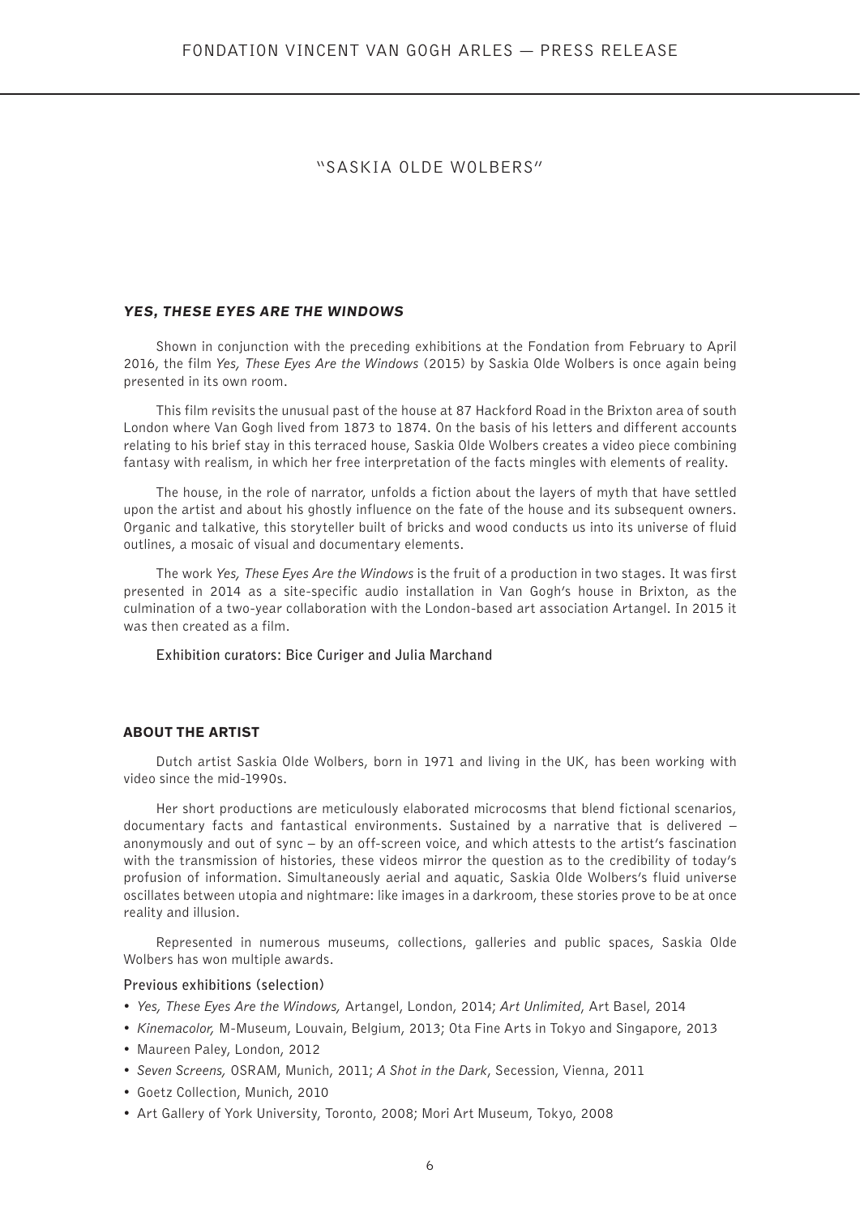"SASKIA OLDE WOLBERS"

## *YES, THESE EYES ARE THE WINDOWS*

Shown in conjunction with the preceding exhibitions at the Fondation from February to April 2016, the film *Yes, These Eyes Are the Windows* (2015) by Saskia Olde Wolbers is once again being presented in its own room.

This film revisits the unusual past of the house at 87 Hackford Road in the Brixton area of south London where Van Gogh lived from 1873 to 1874. On the basis of his letters and different accounts relating to his brief stay in this terraced house, Saskia Olde Wolbers creates a video piece combining fantasy with realism, in which her free interpretation of the facts mingles with elements of reality.

The house, in the role of narrator, unfolds a fiction about the layers of myth that have settled upon the artist and about his ghostly influence on the fate of the house and its subsequent owners. Organic and talkative, this storyteller built of bricks and wood conducts us into its universe of fluid outlines, a mosaic of visual and documentary elements.

The work *Yes, These Eyes Are the Windows* is the fruit of a production in two stages. It was first presented in 2014 as a site-specific audio installation in Van Gogh's house in Brixton, as the culmination of a two-year collaboration with the London-based art association Artangel. In 2015 it was then created as a film.

**Exhibition curators: Bice Curiger and Julia Marchand**

## ABOUT THE ARTIST

Dutch artist Saskia Olde Wolbers, born in 1971 and living in the UK, has been working with video since the mid-1990s.

Her short productions are meticulously elaborated microcosms that blend fictional scenarios, documentary facts and fantastical environments. Sustained by a narrative that is delivered – anonymously and out of sync – by an off-screen voice, and which attests to the artist's fascination with the transmission of histories, these videos mirror the question as to the credibility of today's profusion of information. Simultaneously aerial and aquatic, Saskia Olde Wolbers's fluid universe oscillates between utopia and nightmare: like images in a darkroom, these stories prove to be at once reality and illusion.

Represented in numerous museums, collections, galleries and public spaces, Saskia Olde Wolbers has won multiple awards.

**Previous exhibitions (selection)**

- *Yes, These Eyes Are the Windows,* Artangel, London, 2014; *Art Unlimited*, Art Basel, 2014
- *Kinemacolor,* M-Museum, Louvain, Belgium, 2013; Ota Fine Arts in Tokyo and Singapore, 2013
- Maureen Paley, London, 2012
- *Seven Screens,* OSRAM, Munich, 2011; *A Shot in the Dark*, Secession, Vienna, 2011
- Goetz Collection, Munich, 2010
- Art Gallery of York University, Toronto, 2008; Mori Art Museum, Tokyo, 2008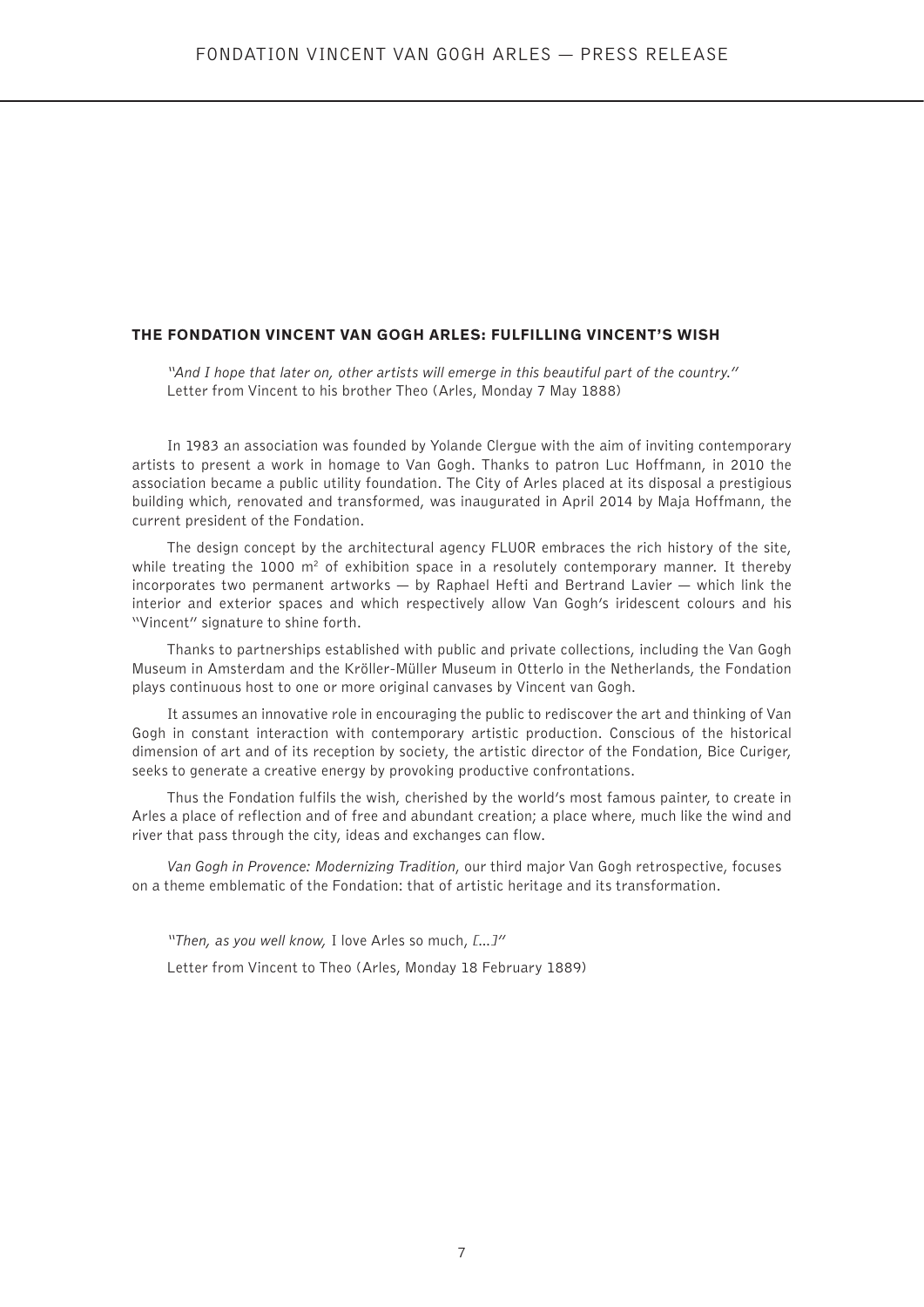## THE FONDATION VINCENT VAN GOGH ARLES: FULFILLING VINCENT'S WISH

*"And I hope that later on, other artists will emerge in this beautiful part of the country."*
Letter from Vincent to his brother Theo (Arles, Monday 7 May 1888)

In 1983 an association was founded by Yolande Clergue with the aim of inviting contemporary artists to present a work in homage to Van Gogh. Thanks to patron Luc Hoffmann, in 2010 the association became a public utility foundation. The City of Arles placed at its disposal a prestigious building which, renovated and transformed, was inaugurated in April 2014 by Maja Hoffmann, the current president of the Fondation.

The design concept by the architectural agency FLUOR embraces the rich history of the site, while treating the 1000 m² of exhibition space in a resolutely contemporary manner. It thereby incorporates two permanent artworks — by Raphael Hefti and Bertrand Lavier — which link the interior and exterior spaces and which respectively allow Van Gogh's iridescent colours and his "Vincent" signature to shine forth.

Thanks to partnerships established with public and private collections, including the Van Gogh Museum in Amsterdam and the Kröller-Müller Museum in Otterlo in the Netherlands, the Fondation plays continuous host to one or more original canvases by Vincent van Gogh.

It assumes an innovative role in encouraging the public to rediscover the art and thinking of Van Gogh in constant interaction with contemporary artistic production. Conscious of the historical dimension of art and of its reception by society, the artistic director of the Fondation, Bice Curiger, seeks to generate a creative energy by provoking productive confrontations.

Thus the Fondation fulfils the wish, cherished by the world's most famous painter, to create in Arles a place of reflection and of free and abundant creation; a place where, much like the wind and river that pass through the city, ideas and exchanges can flow.

*Van Gogh in Provence: Modernizing Tradition*, our third major Van Gogh retrospective, focuses on a theme emblematic of the Fondation: that of artistic heritage and its transformation.

*"Then, as you well know,* I love Arles so much, *[...]"*

Letter from Vincent to Theo (Arles, Monday 18 February 1889)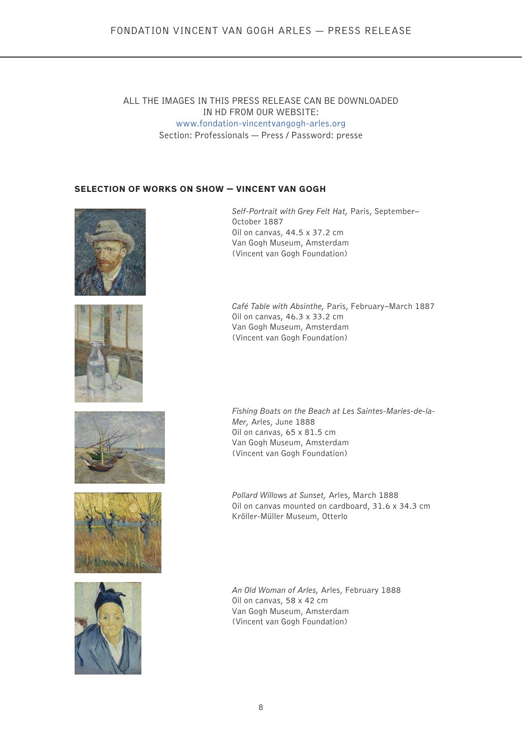ALL THE IMAGES IN THIS PRESS RELEASE CAN BE DOWNLOADED
IN HD FROM OUR WEBSITE:
www.fondation-vincentvangogh-arles.org
Section: Professionals — Press / Password: presse

## SELECTION OF WORKS ON SHOW — VINCENT VAN GOGH

*Self-Portrait with Grey Felt Hat,* Paris, September–October 1887
Oil on canvas, 44.5 x 37.2 cm
Van Gogh Museum, Amsterdam
(Vincent van Gogh Foundation)

*Café Table with Absinthe,* Paris, February–March 1887
Oil on canvas, 46.3 x 33.2 cm
Van Gogh Museum, Amsterdam
(Vincent van Gogh Foundation)

*Fishing Boats on the Beach at Les Saintes-Maries-de-la-Mer,* Arles, June 1888
Oil on canvas, 65 x 81.5 cm
Van Gogh Museum, Amsterdam
(Vincent van Gogh Foundation)

*Pollard Willows at Sunset,* Arles, March 1888
Oil on canvas mounted on cardboard, 31.6 x 34.3 cm
Kröller-Müller Museum, Otterlo

*An Old Woman of Arles,* Arles, February 1888
Oil on canvas, 58 x 42 cm
Van Gogh Museum, Amsterdam
(Vincent van Gogh Foundation)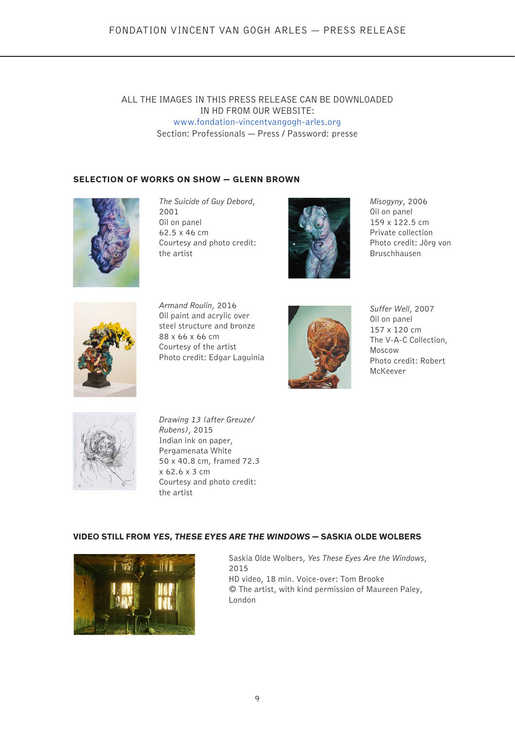ALL THE IMAGES IN THIS PRESS RELEASE CAN BE DOWNLOADED IN HD FROM OUR WEBSITE:
www.fondation-vincentvangogh-arles.org
Section: Professionals — Press / Password: presse

## SELECTION OF WORKS ON SHOW — GLENN BROWN

*The Suicide of Guy Debord*, 2001
Oil on panel
62.5 x 46 cm
Courtesy and photo credit: the artist

*Misogyny*, 2006
Oil on panel
159 x 122.5 cm
Private collection
Photo credit: Jörg von Bruschhausen

*Armand Roulin*, 2016
Oil paint and acrylic over steel structure and bronze
88 x 66 x 66 cm
Courtesy of the artist
Photo credit: Edgar Laguinia

*Suffer Well*, 2007
Oil on panel
157 x 120 cm
The V-A-C Collection, Moscow
Photo credit: Robert McKeever

*Drawing 13 (after Greuze/ Rubens)*, 2015
Indian ink on paper, Pergamenata White
50 x 40.8 cm, framed 72.3 x 62.6 x 3 cm
Courtesy and photo credit: the artist

## VIDEO STILL FROM *YES, THESE EYES ARE THE WINDOWS* — SASKIA OLDE WOLBERS

Saskia Olde Wolbers, *Yes These Eyes Are the Windows*, 2015
HD video, 18 min. Voice-over: Tom Brooke
© The artist, with kind permission of Maureen Paley, London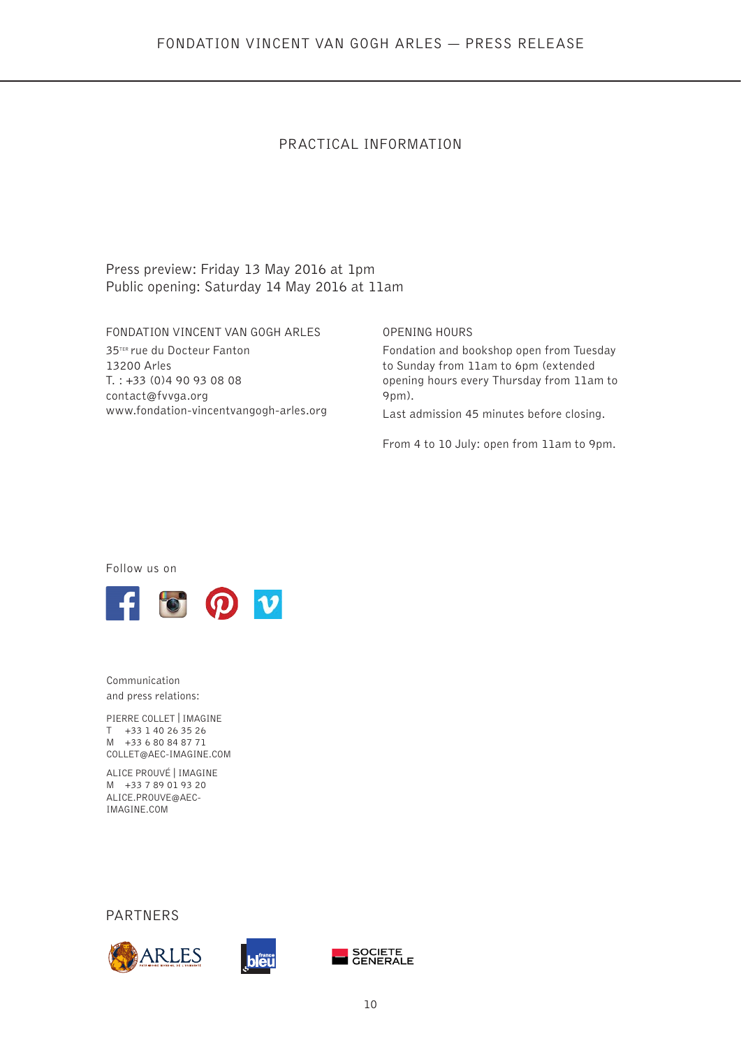## PRACTICAL INFORMATION

Press preview: Friday 13 May 2016 at 1pm
Public opening: Saturday 14 May 2016 at 11am

### FONDATION VINCENT VAN GOGH ARLES

35[TER] rue du Docteur Fanton
13200 Arles
T. : +33 (0)4 90 93 08 08
contact@fvvga.org
www.fondation-vincentvangogh-arles.org

### OPENING HOURS

Fondation and bookshop open from Tuesday to Sunday from 11am to 6pm (extended opening hours every Thursday from 11am to 9pm).

Last admission 45 minutes before closing.

From 4 to 10 July: open from 11am to 9pm.

Follow us on

Communication
and press relations:

PIERRE COLLET | IMAGINE
T +33 1 40 26 35 26
M +33 6 80 84 87 71
COLLET@AEC-IMAGINE.COM

ALICE PROUVÉ | IMAGINE
M +33 7 89 01 93 20
ALICE.PROUVE@AEC-IMAGINE.COM

### PARTNERS

ARLES
france bleu
SOCIETE GENERALE